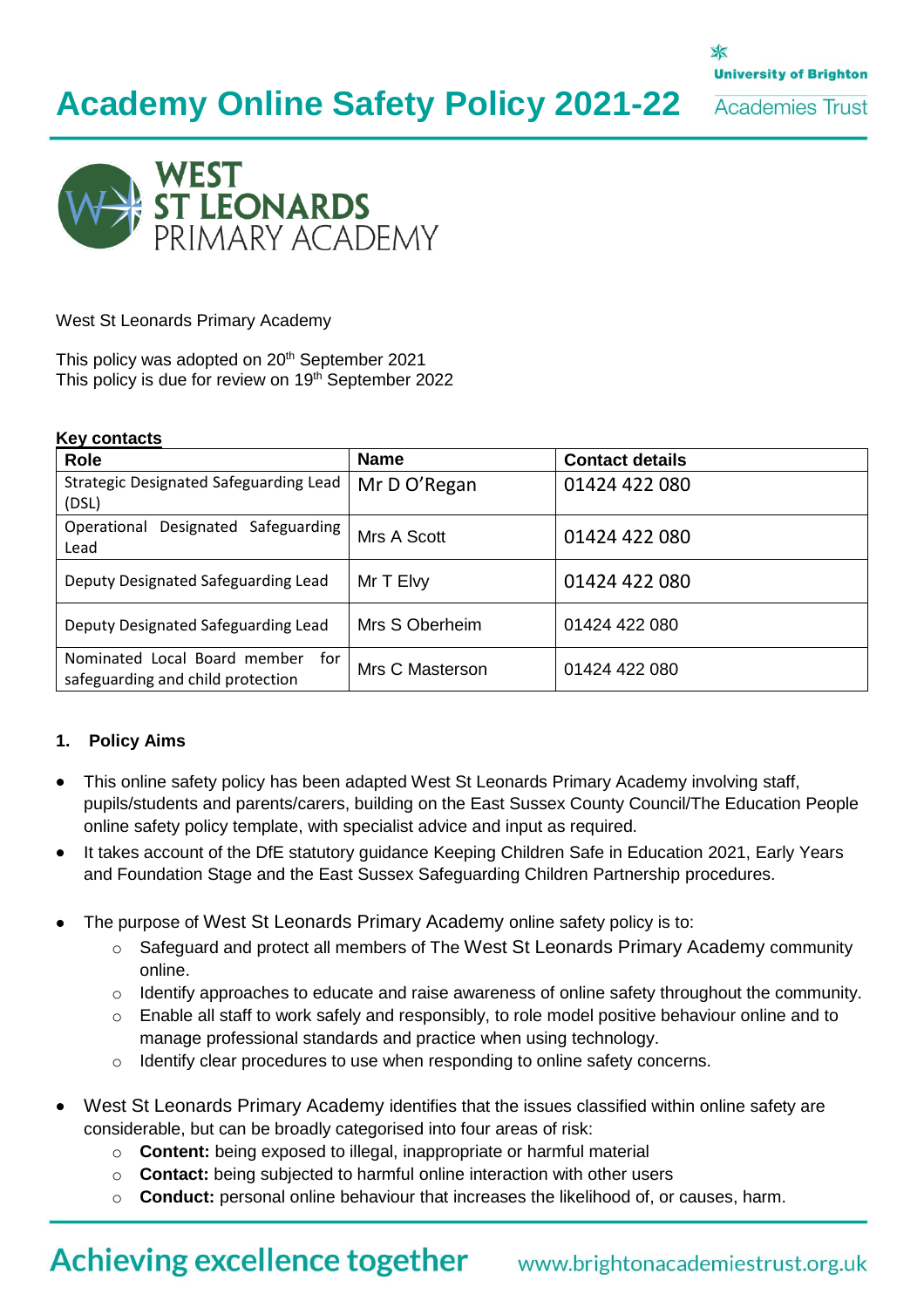# Academy Online Safety Policy 2021-22

West St Leonards Primary Academy

This policy was adopted on 20th September 2021
This policy is due for review on 19th September 2022

**Key contacts**

| Role | Name | Contact details |
|---|---|---|
| Strategic Designated Safeguarding Lead (DSL) | Mr D O'Regan | 01424 422 080 |
| Operational Designated Safeguarding Lead | Mrs A Scott | 01424 422 080 |
| Deputy Designated Safeguarding Lead | Mr T Elvy | 01424 422 080 |
| Deputy Designated Safeguarding Lead | Mrs S Oberheim | 01424 422 080 |
| Nominated Local Board member for safeguarding and child protection | Mrs C Masterson | 01424 422 080 |

## 1. Policy Aims

- This online safety policy has been adapted West St Leonards Primary Academy involving staff, pupils/students and parents/carers, building on the East Sussex County Council/The Education People online safety policy template, with specialist advice and input as required.
- It takes account of the DfE statutory guidance Keeping Children Safe in Education 2021, Early Years and Foundation Stage and the East Sussex Safeguarding Children Partnership procedures.
- The purpose of West St Leonards Primary Academy online safety policy is to:
  - Safeguard and protect all members of The West St Leonards Primary Academy community online.
  - Identify approaches to educate and raise awareness of online safety throughout the community.
  - Enable all staff to work safely and responsibly, to role model positive behaviour online and to manage professional standards and practice when using technology.
  - Identify clear procedures to use when responding to online safety concerns.
- West St Leonards Primary Academy identifies that the issues classified within online safety are considerable, but can be broadly categorised into four areas of risk:
  - **Content:** being exposed to illegal, inappropriate or harmful material
  - **Contact:** being subjected to harmful online interaction with other users
  - **Conduct:** personal online behaviour that increases the likelihood of, or causes, harm.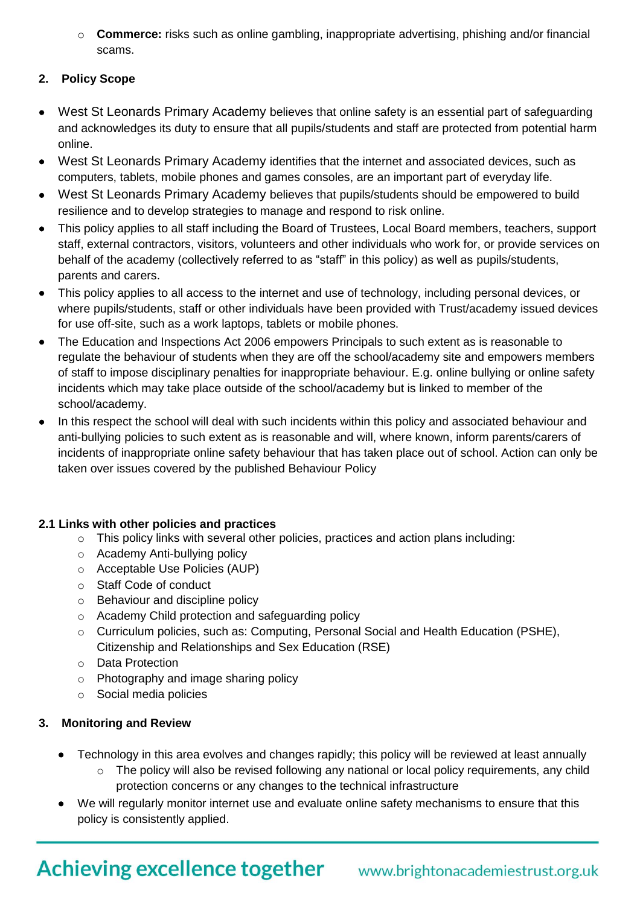- **Commerce:** risks such as online gambling, inappropriate advertising, phishing and/or financial scams.

## 2. Policy Scope

- West St Leonards Primary Academy believes that online safety is an essential part of safeguarding and acknowledges its duty to ensure that all pupils/students and staff are protected from potential harm online.
- West St Leonards Primary Academy identifies that the internet and associated devices, such as computers, tablets, mobile phones and games consoles, are an important part of everyday life.
- West St Leonards Primary Academy believes that pupils/students should be empowered to build resilience and to develop strategies to manage and respond to risk online.
- This policy applies to all staff including the Board of Trustees, Local Board members, teachers, support staff, external contractors, visitors, volunteers and other individuals who work for, or provide services on behalf of the academy (collectively referred to as "staff" in this policy) as well as pupils/students, parents and carers.
- This policy applies to all access to the internet and use of technology, including personal devices, or where pupils/students, staff or other individuals have been provided with Trust/academy issued devices for use off-site, such as a work laptops, tablets or mobile phones.
- The Education and Inspections Act 2006 empowers Principals to such extent as is reasonable to regulate the behaviour of students when they are off the school/academy site and empowers members of staff to impose disciplinary penalties for inappropriate behaviour. E.g. online bullying or online safety incidents which may take place outside of the school/academy but is linked to member of the school/academy.
- In this respect the school will deal with such incidents within this policy and associated behaviour and anti-bullying policies to such extent as is reasonable and will, where known, inform parents/carers of incidents of inappropriate online safety behaviour that has taken place out of school. Action can only be taken over issues covered by the published Behaviour Policy

### 2.1 Links with other policies and practices

- This policy links with several other policies, practices and action plans including:
- Academy Anti-bullying policy
- Acceptable Use Policies (AUP)
- Staff Code of conduct
- Behaviour and discipline policy
- Academy Child protection and safeguarding policy
- Curriculum policies, such as: Computing, Personal Social and Health Education (PSHE), Citizenship and Relationships and Sex Education (RSE)
- Data Protection
- Photography and image sharing policy
- Social media policies

## 3. Monitoring and Review

- Technology in this area evolves and changes rapidly; this policy will be reviewed at least annually
  - The policy will also be revised following any national or local policy requirements, any child protection concerns or any changes to the technical infrastructure
- We will regularly monitor internet use and evaluate online safety mechanisms to ensure that this policy is consistently applied.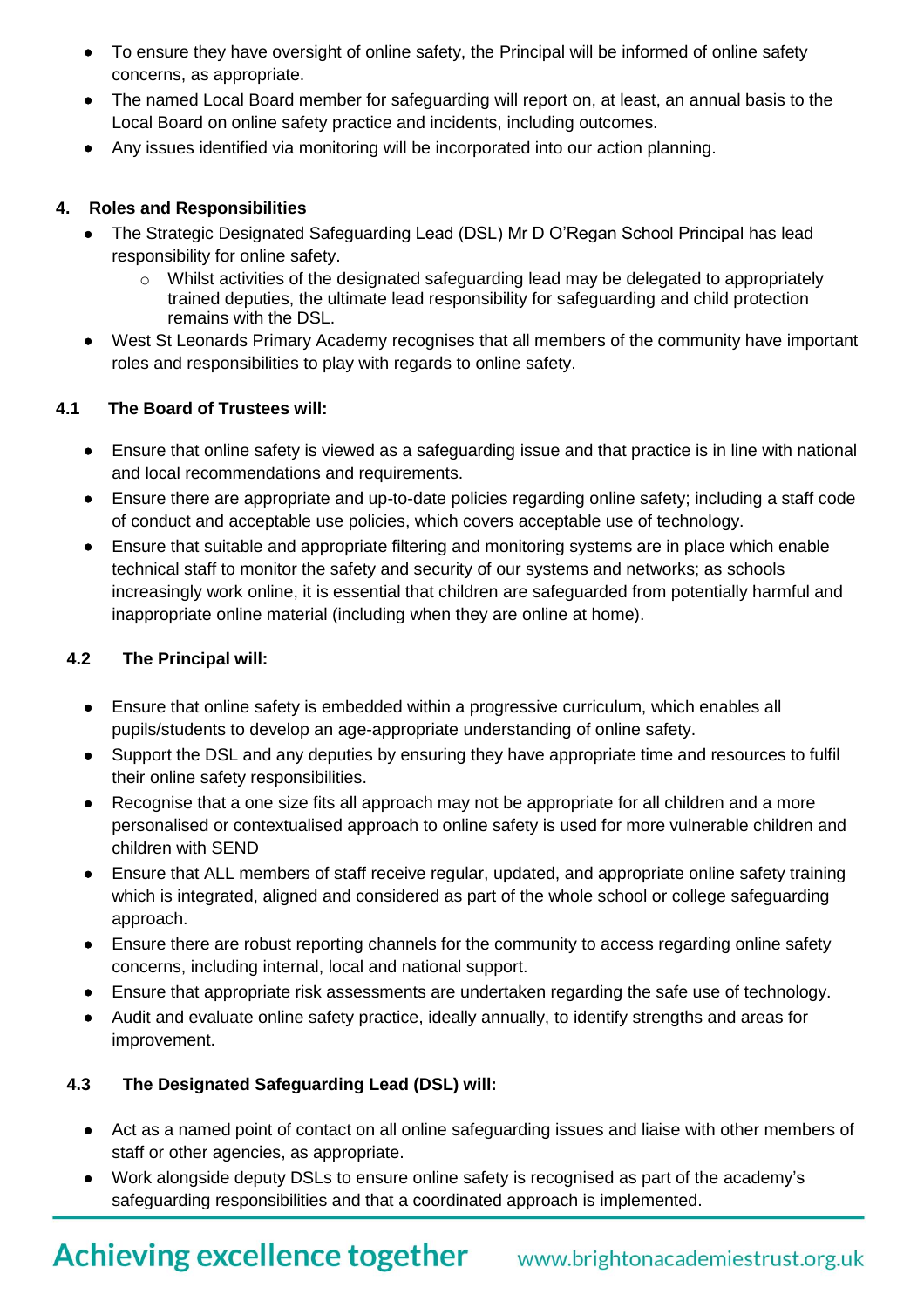- To ensure they have oversight of online safety, the Principal will be informed of online safety concerns, as appropriate.
- The named Local Board member for safeguarding will report on, at least, an annual basis to the Local Board on online safety practice and incidents, including outcomes.
- Any issues identified via monitoring will be incorporated into our action planning.

## 4. Roles and Responsibilities

- The Strategic Designated Safeguarding Lead (DSL) Mr D O'Regan School Principal has lead responsibility for online safety.
  - Whilst activities of the designated safeguarding lead may be delegated to appropriately trained deputies, the ultimate lead responsibility for safeguarding and child protection remains with the DSL.
- West St Leonards Primary Academy recognises that all members of the community have important roles and responsibilities to play with regards to online safety.

### 4.1 The Board of Trustees will:

- Ensure that online safety is viewed as a safeguarding issue and that practice is in line with national and local recommendations and requirements.
- Ensure there are appropriate and up-to-date policies regarding online safety; including a staff code of conduct and acceptable use policies, which covers acceptable use of technology.
- Ensure that suitable and appropriate filtering and monitoring systems are in place which enable technical staff to monitor the safety and security of our systems and networks; as schools increasingly work online, it is essential that children are safeguarded from potentially harmful and inappropriate online material (including when they are online at home).

### 4.2 The Principal will:

- Ensure that online safety is embedded within a progressive curriculum, which enables all pupils/students to develop an age-appropriate understanding of online safety.
- Support the DSL and any deputies by ensuring they have appropriate time and resources to fulfil their online safety responsibilities.
- Recognise that a one size fits all approach may not be appropriate for all children and a more personalised or contextualised approach to online safety is used for more vulnerable children and children with SEND
- Ensure that ALL members of staff receive regular, updated, and appropriate online safety training which is integrated, aligned and considered as part of the whole school or college safeguarding approach.
- Ensure there are robust reporting channels for the community to access regarding online safety concerns, including internal, local and national support.
- Ensure that appropriate risk assessments are undertaken regarding the safe use of technology.
- Audit and evaluate online safety practice, ideally annually, to identify strengths and areas for improvement.

### 4.3 The Designated Safeguarding Lead (DSL) will:

- Act as a named point of contact on all online safeguarding issues and liaise with other members of staff or other agencies, as appropriate.
- Work alongside deputy DSLs to ensure online safety is recognised as part of the academy's safeguarding responsibilities and that a coordinated approach is implemented.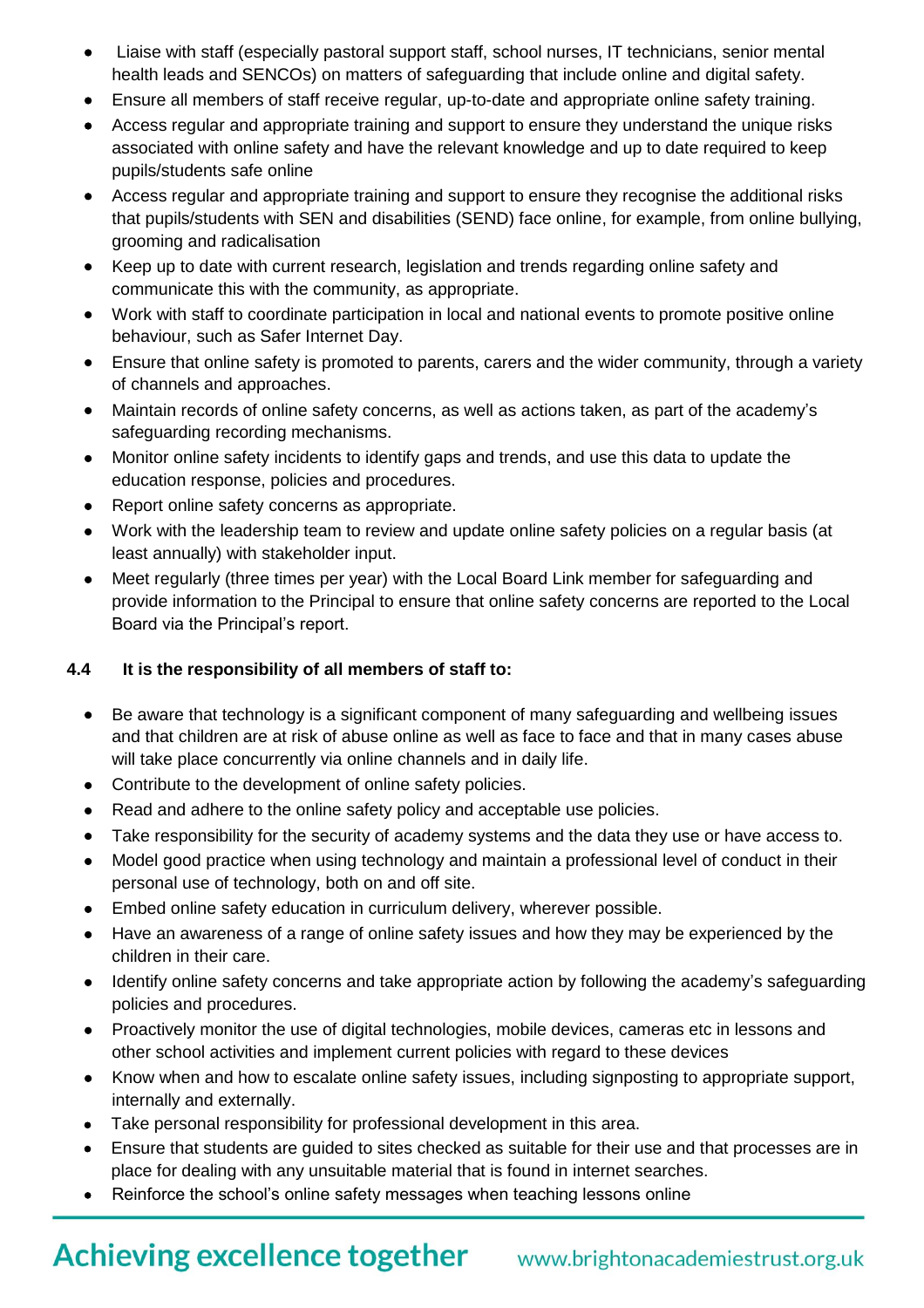- Liaise with staff (especially pastoral support staff, school nurses, IT technicians, senior mental health leads and SENCOs) on matters of safeguarding that include online and digital safety.
- Ensure all members of staff receive regular, up-to-date and appropriate online safety training.
- Access regular and appropriate training and support to ensure they understand the unique risks associated with online safety and have the relevant knowledge and up to date required to keep pupils/students safe online
- Access regular and appropriate training and support to ensure they recognise the additional risks that pupils/students with SEN and disabilities (SEND) face online, for example, from online bullying, grooming and radicalisation
- Keep up to date with current research, legislation and trends regarding online safety and communicate this with the community, as appropriate.
- Work with staff to coordinate participation in local and national events to promote positive online behaviour, such as Safer Internet Day.
- Ensure that online safety is promoted to parents, carers and the wider community, through a variety of channels and approaches.
- Maintain records of online safety concerns, as well as actions taken, as part of the academy's safeguarding recording mechanisms.
- Monitor online safety incidents to identify gaps and trends, and use this data to update the education response, policies and procedures.
- Report online safety concerns as appropriate.
- Work with the leadership team to review and update online safety policies on a regular basis (at least annually) with stakeholder input.
- Meet regularly (three times per year) with the Local Board Link member for safeguarding and provide information to the Principal to ensure that online safety concerns are reported to the Local Board via the Principal's report.

**4.4 It is the responsibility of all members of staff to:**

- Be aware that technology is a significant component of many safeguarding and wellbeing issues and that children are at risk of abuse online as well as face to face and that in many cases abuse will take place concurrently via online channels and in daily life.
- Contribute to the development of online safety policies.
- Read and adhere to the online safety policy and acceptable use policies.
- Take responsibility for the security of academy systems and the data they use or have access to.
- Model good practice when using technology and maintain a professional level of conduct in their personal use of technology, both on and off site.
- Embed online safety education in curriculum delivery, wherever possible.
- Have an awareness of a range of online safety issues and how they may be experienced by the children in their care.
- Identify online safety concerns and take appropriate action by following the academy's safeguarding policies and procedures.
- Proactively monitor the use of digital technologies, mobile devices, cameras etc in lessons and other school activities and implement current policies with regard to these devices
- Know when and how to escalate online safety issues, including signposting to appropriate support, internally and externally.
- Take personal responsibility for professional development in this area.
- Ensure that students are guided to sites checked as suitable for their use and that processes are in place for dealing with any unsuitable material that is found in internet searches.
- Reinforce the school's online safety messages when teaching lessons online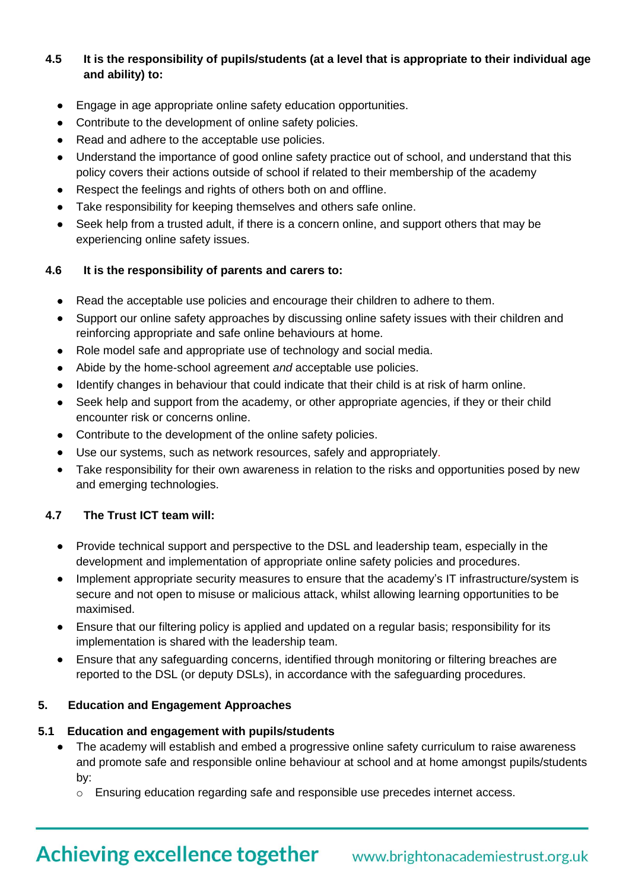**4.5 It is the responsibility of pupils/students (at a level that is appropriate to their individual age and ability) to:**

- Engage in age appropriate online safety education opportunities.
- Contribute to the development of online safety policies.
- Read and adhere to the acceptable use policies.
- Understand the importance of good online safety practice out of school, and understand that this policy covers their actions outside of school if related to their membership of the academy
- Respect the feelings and rights of others both on and offline.
- Take responsibility for keeping themselves and others safe online.
- Seek help from a trusted adult, if there is a concern online, and support others that may be experiencing online safety issues.

**4.6 It is the responsibility of parents and carers to:**

- Read the acceptable use policies and encourage their children to adhere to them.
- Support our online safety approaches by discussing online safety issues with their children and reinforcing appropriate and safe online behaviours at home.
- Role model safe and appropriate use of technology and social media.
- Abide by the home-school agreement *and* acceptable use policies.
- Identify changes in behaviour that could indicate that their child is at risk of harm online.
- Seek help and support from the academy, or other appropriate agencies, if they or their child encounter risk or concerns online.
- Contribute to the development of the online safety policies.
- Use our systems, such as network resources, safely and appropriately.
- Take responsibility for their own awareness in relation to the risks and opportunities posed by new and emerging technologies.

**4.7 The Trust ICT team will:**

- Provide technical support and perspective to the DSL and leadership team, especially in the development and implementation of appropriate online safety policies and procedures.
- Implement appropriate security measures to ensure that the academy's IT infrastructure/system is secure and not open to misuse or malicious attack, whilst allowing learning opportunities to be maximised.
- Ensure that our filtering policy is applied and updated on a regular basis; responsibility for its implementation is shared with the leadership team.
- Ensure that any safeguarding concerns, identified through monitoring or filtering breaches are reported to the DSL (or deputy DSLs), in accordance with the safeguarding procedures.

## 5. Education and Engagement Approaches

### 5.1 Education and engagement with pupils/students

- The academy will establish and embed a progressive online safety curriculum to raise awareness and promote safe and responsible online behaviour at school and at home amongst pupils/students by:
  - Ensuring education regarding safe and responsible use precedes internet access.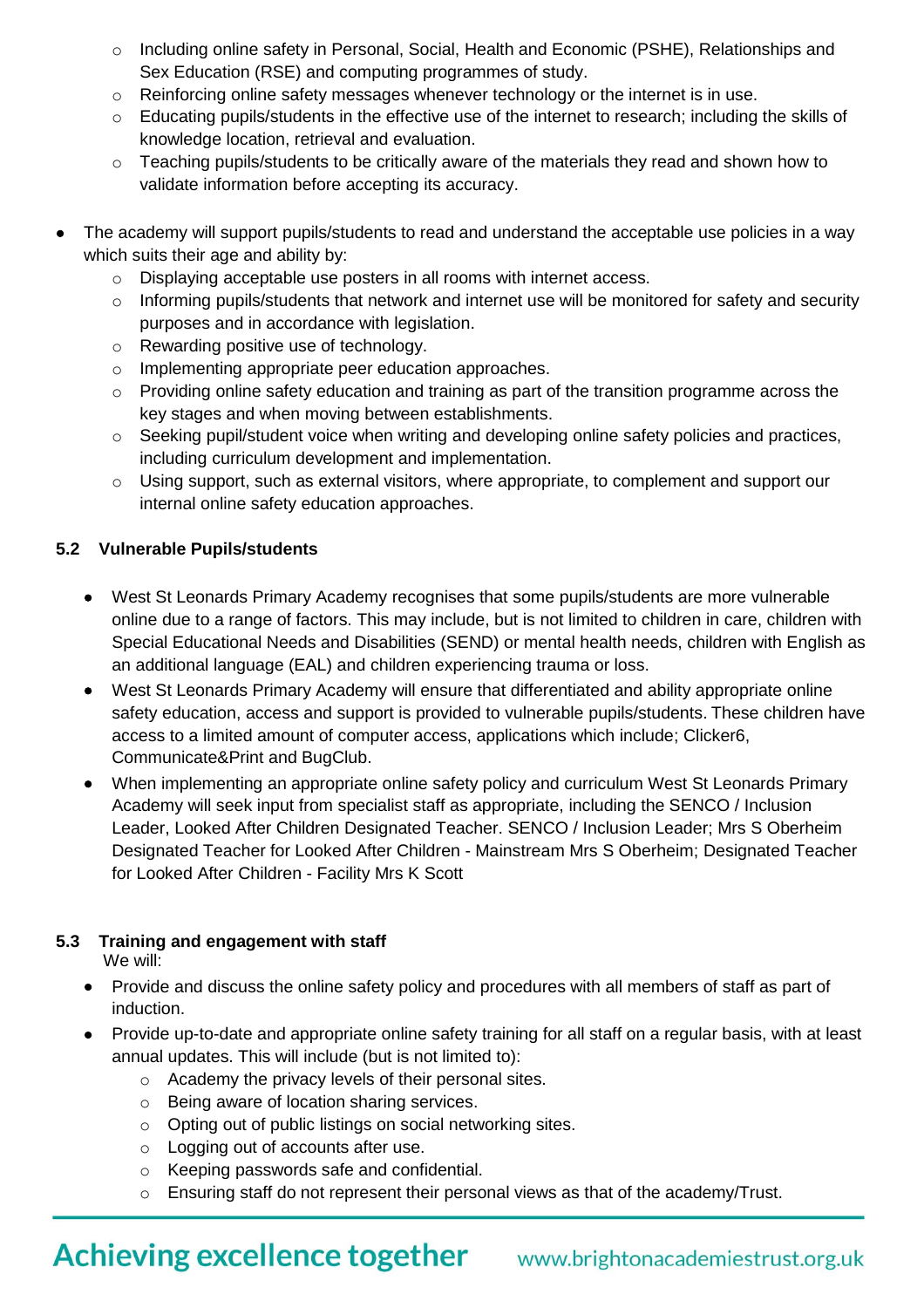- Including online safety in Personal, Social, Health and Economic (PSHE), Relationships and Sex Education (RSE) and computing programmes of study.
  - Reinforcing online safety messages whenever technology or the internet is in use.
  - Educating pupils/students in the effective use of the internet to research; including the skills of knowledge location, retrieval and evaluation.
  - Teaching pupils/students to be critically aware of the materials they read and shown how to validate information before accepting its accuracy.

- The academy will support pupils/students to read and understand the acceptable use policies in a way which suits their age and ability by:
  - Displaying acceptable use posters in all rooms with internet access.
  - Informing pupils/students that network and internet use will be monitored for safety and security purposes and in accordance with legislation.
  - Rewarding positive use of technology.
  - Implementing appropriate peer education approaches.
  - Providing online safety education and training as part of the transition programme across the key stages and when moving between establishments.
  - Seeking pupil/student voice when writing and developing online safety policies and practices, including curriculum development and implementation.
  - Using support, such as external visitors, where appropriate, to complement and support our internal online safety education approaches.

### 5.2 Vulnerable Pupils/students

- West St Leonards Primary Academy recognises that some pupils/students are more vulnerable online due to a range of factors. This may include, but is not limited to children in care, children with Special Educational Needs and Disabilities (SEND) or mental health needs, children with English as an additional language (EAL) and children experiencing trauma or loss.
- West St Leonards Primary Academy will ensure that differentiated and ability appropriate online safety education, access and support is provided to vulnerable pupils/students. These children have access to a limited amount of computer access, applications which include; Clicker6, Communicate&Print and BugClub.
- When implementing an appropriate online safety policy and curriculum West St Leonards Primary Academy will seek input from specialist staff as appropriate, including the SENCO / Inclusion Leader, Looked After Children Designated Teacher. SENCO / Inclusion Leader; Mrs S Oberheim Designated Teacher for Looked After Children - Mainstream Mrs S Oberheim; Designated Teacher for Looked After Children - Facility Mrs K Scott

### 5.3 Training and engagement with staff

We will:

- Provide and discuss the online safety policy and procedures with all members of staff as part of induction.
- Provide up-to-date and appropriate online safety training for all staff on a regular basis, with at least annual updates. This will include (but is not limited to):
  - Academy the privacy levels of their personal sites.
  - Being aware of location sharing services.
  - Opting out of public listings on social networking sites.
  - Logging out of accounts after use.
  - Keeping passwords safe and confidential.
  - Ensuring staff do not represent their personal views as that of the academy/Trust.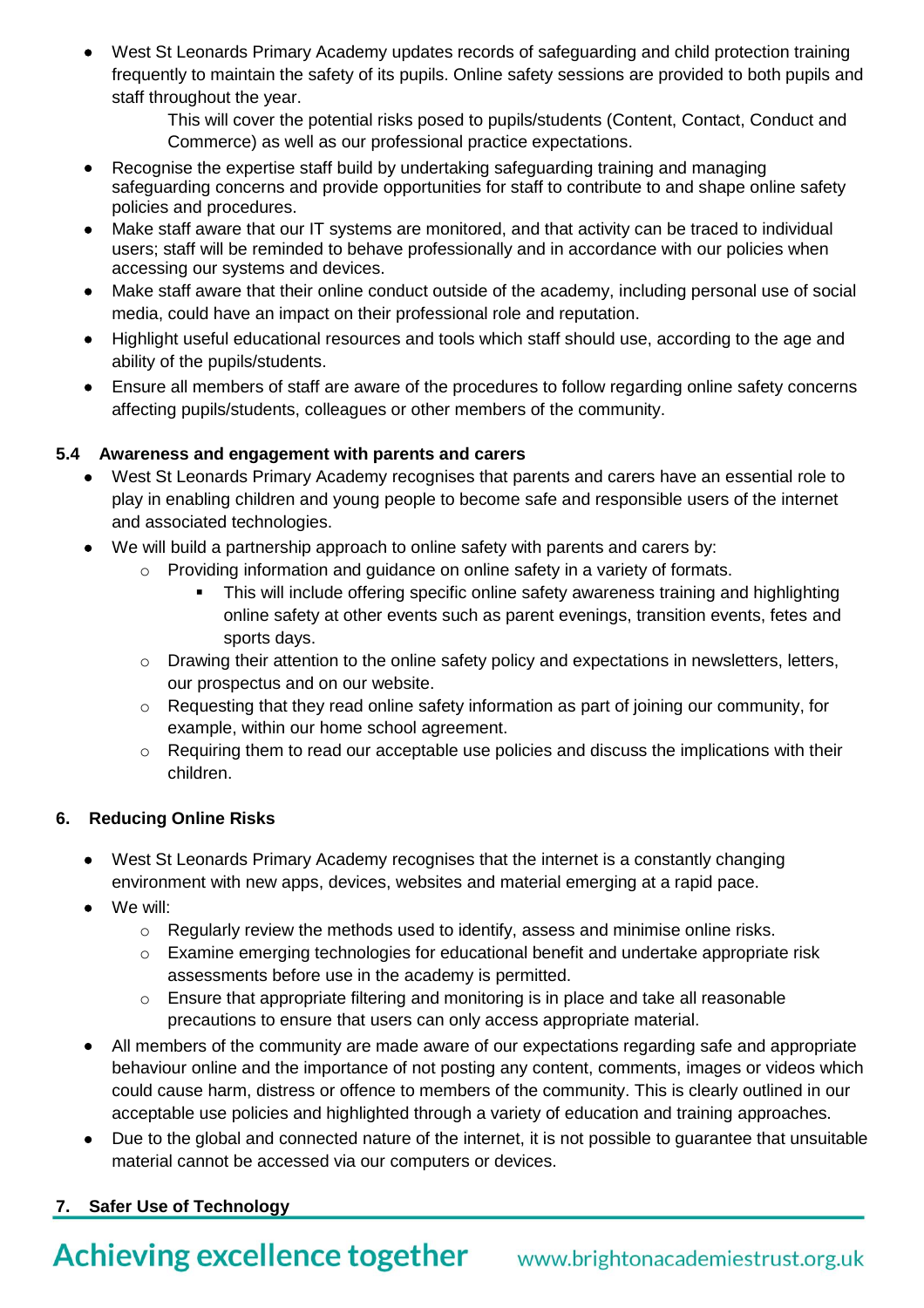- West St Leonards Primary Academy updates records of safeguarding and child protection training frequently to maintain the safety of its pupils. Online safety sessions are provided to both pupils and staff throughout the year.

  This will cover the potential risks posed to pupils/students (Content, Contact, Conduct and Commerce) as well as our professional practice expectations.
- Recognise the expertise staff build by undertaking safeguarding training and managing safeguarding concerns and provide opportunities for staff to contribute to and shape online safety policies and procedures.
- Make staff aware that our IT systems are monitored, and that activity can be traced to individual users; staff will be reminded to behave professionally and in accordance with our policies when accessing our systems and devices.
- Make staff aware that their online conduct outside of the academy, including personal use of social media, could have an impact on their professional role and reputation.
- Highlight useful educational resources and tools which staff should use, according to the age and ability of the pupils/students.
- Ensure all members of staff are aware of the procedures to follow regarding online safety concerns affecting pupils/students, colleagues or other members of the community.

### 5.4 Awareness and engagement with parents and carers

- West St Leonards Primary Academy recognises that parents and carers have an essential role to play in enabling children and young people to become safe and responsible users of the internet and associated technologies.
- We will build a partnership approach to online safety with parents and carers by:
  - Providing information and guidance on online safety in a variety of formats.
    - This will include offering specific online safety awareness training and highlighting online safety at other events such as parent evenings, transition events, fetes and sports days.
  - Drawing their attention to the online safety policy and expectations in newsletters, letters, our prospectus and on our website.
  - Requesting that they read online safety information as part of joining our community, for example, within our home school agreement.
  - Requiring them to read our acceptable use policies and discuss the implications with their children.

## 6. Reducing Online Risks

- West St Leonards Primary Academy recognises that the internet is a constantly changing environment with new apps, devices, websites and material emerging at a rapid pace.
- We will:
  - Regularly review the methods used to identify, assess and minimise online risks.
  - Examine emerging technologies for educational benefit and undertake appropriate risk assessments before use in the academy is permitted.
  - Ensure that appropriate filtering and monitoring is in place and take all reasonable precautions to ensure that users can only access appropriate material.
- All members of the community are made aware of our expectations regarding safe and appropriate behaviour online and the importance of not posting any content, comments, images or videos which could cause harm, distress or offence to members of the community. This is clearly outlined in our acceptable use policies and highlighted through a variety of education and training approaches.
- Due to the global and connected nature of the internet, it is not possible to guarantee that unsuitable material cannot be accessed via our computers or devices.

## 7. Safer Use of Technology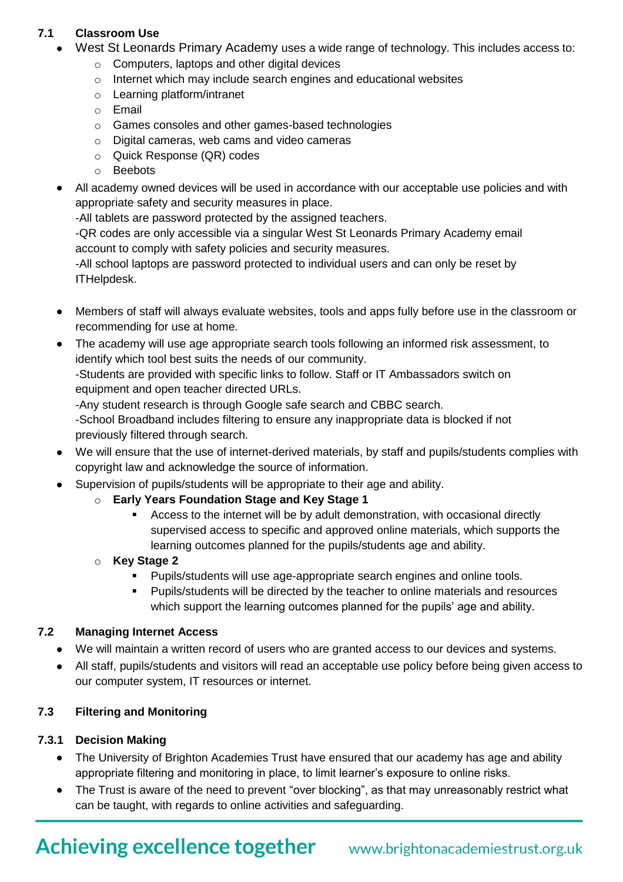### 7.1 Classroom Use

- West St Leonards Primary Academy uses a wide range of technology. This includes access to:
    - Computers, laptops and other digital devices
    - Internet which may include search engines and educational websites
    - Learning platform/intranet
    - Email
    - Games consoles and other games-based technologies
    - Digital cameras, web cams and video cameras
    - Quick Response (QR) codes
    - Beebots
- All academy owned devices will be used in accordance with our acceptable use policies and with appropriate safety and security measures in place.
  -All tablets are password protected by the assigned teachers.
  -QR codes are only accessible via a singular West St Leonards Primary Academy email account to comply with safety policies and security measures.
  -All school laptops are password protected to individual users and can only be reset by ITHelpdesk.

- Members of staff will always evaluate websites, tools and apps fully before use in the classroom or recommending for use at home.
- The academy will use age appropriate search tools following an informed risk assessment, to identify which tool best suits the needs of our community.
  -Students are provided with specific links to follow. Staff or IT Ambassadors switch on equipment and open teacher directed URLs.
  -Any student research is through Google safe search and CBBC search.
  -School Broadband includes filtering to ensure any inappropriate data is blocked if not previously filtered through search.
- We will ensure that the use of internet-derived materials, by staff and pupils/students complies with copyright law and acknowledge the source of information.
- Supervision of pupils/students will be appropriate to their age and ability.
    - **Early Years Foundation Stage and Key Stage 1**
        - Access to the internet will be by adult demonstration, with occasional directly supervised access to specific and approved online materials, which supports the learning outcomes planned for the pupils/students age and ability.
    - **Key Stage 2**
        - Pupils/students will use age-appropriate search engines and online tools.
        - Pupils/students will be directed by the teacher to online materials and resources which support the learning outcomes planned for the pupils' age and ability.

### 7.2 Managing Internet Access

- We will maintain a written record of users who are granted access to our devices and systems.
- All staff, pupils/students and visitors will read an acceptable use policy before being given access to our computer system, IT resources or internet.

### 7.3 Filtering and Monitoring

#### 7.3.1 Decision Making

- The University of Brighton Academies Trust have ensured that our academy has age and ability appropriate filtering and monitoring in place, to limit learner's exposure to online risks.
- The Trust is aware of the need to prevent "over blocking", as that may unreasonably restrict what can be taught, with regards to online activities and safeguarding.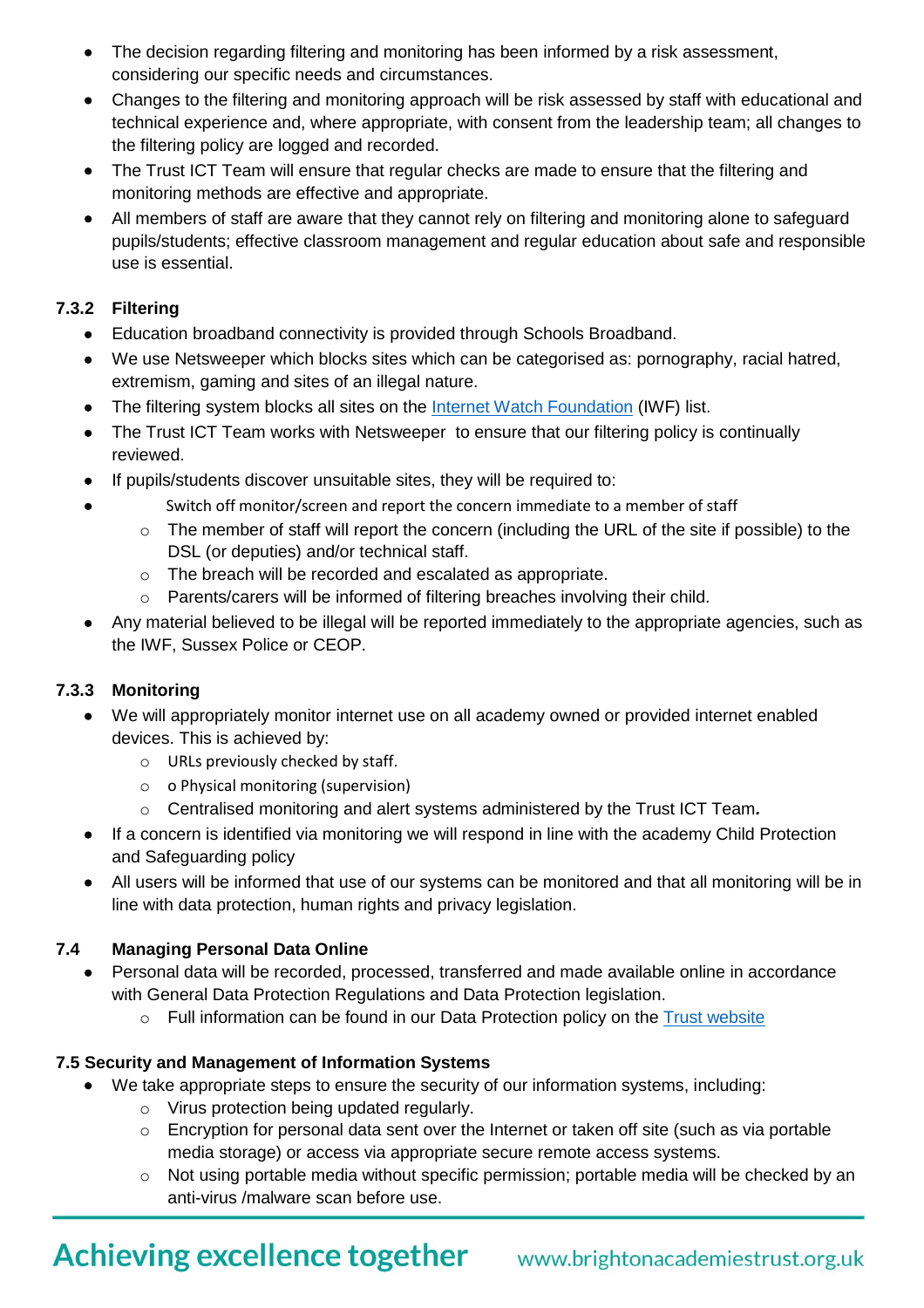- The decision regarding filtering and monitoring has been informed by a risk assessment, considering our specific needs and circumstances.
- Changes to the filtering and monitoring approach will be risk assessed by staff with educational and technical experience and, where appropriate, with consent from the leadership team; all changes to the filtering policy are logged and recorded.
- The Trust ICT Team will ensure that regular checks are made to ensure that the filtering and monitoring methods are effective and appropriate.
- All members of staff are aware that they cannot rely on filtering and monitoring alone to safeguard pupils/students; effective classroom management and regular education about safe and responsible use is essential.

### 7.3.2 Filtering

- Education broadband connectivity is provided through Schools Broadband.
- We use Netsweeper which blocks sites which can be categorised as: pornography, racial hatred, extremism, gaming and sites of an illegal nature.
- The filtering system blocks all sites on the [Internet Watch Foundation](#) (IWF) list.
- The Trust ICT Team works with Netsweeper to ensure that our filtering policy is continually reviewed.
- If pupils/students discover unsuitable sites, they will be required to:
- Switch off monitor/screen and report the concern immediate to a member of staff
  - The member of staff will report the concern (including the URL of the site if possible) to the DSL (or deputies) and/or technical staff.
  - The breach will be recorded and escalated as appropriate.
  - Parents/carers will be informed of filtering breaches involving their child.
- Any material believed to be illegal will be reported immediately to the appropriate agencies, such as the IWF, Sussex Police or CEOP.

### 7.3.3 Monitoring

- We will appropriately monitor internet use on all academy owned or provided internet enabled devices. This is achieved by:
  - URLs previously checked by staff.
  - o Physical monitoring (supervision)
  - Centralised monitoring and alert systems administered by the Trust ICT Team**.**
- If a concern is identified via monitoring we will respond in line with the academy Child Protection and Safeguarding policy
- All users will be informed that use of our systems can be monitored and that all monitoring will be in line with data protection, human rights and privacy legislation.

### 7.4 Managing Personal Data Online

- Personal data will be recorded, processed, transferred and made available online in accordance with General Data Protection Regulations and Data Protection legislation.
  - Full information can be found in our Data Protection policy on the [Trust website](#)

### 7.5 Security and Management of Information Systems

- We take appropriate steps to ensure the security of our information systems, including:
  - Virus protection being updated regularly.
  - Encryption for personal data sent over the Internet or taken off site (such as via portable media storage) or access via appropriate secure remote access systems.
  - Not using portable media without specific permission; portable media will be checked by an anti-virus /malware scan before use.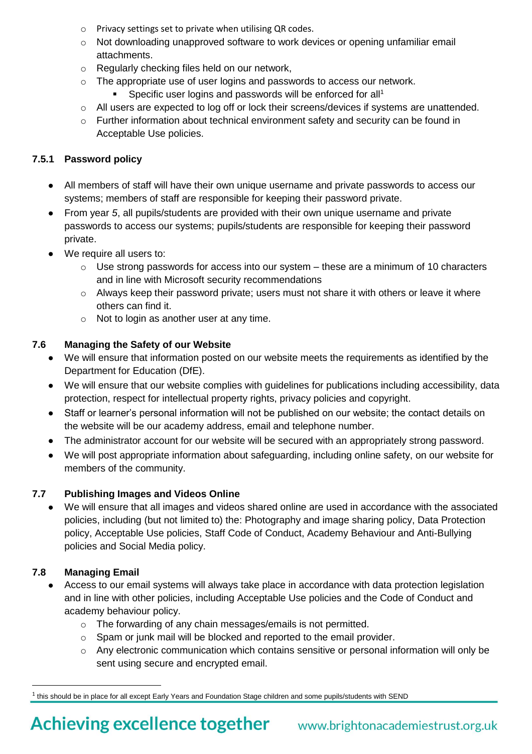- Privacy settings set to private when utilising QR codes.
- Not downloading unapproved software to work devices or opening unfamiliar email attachments.
- Regularly checking files held on our network,
- The appropriate use of user logins and passwords to access our network.
  - Specific user logins and passwords will be enforced for all[1]
- All users are expected to log off or lock their screens/devices if systems are unattended.
- Further information about technical environment safety and security can be found in Acceptable Use policies.

#### 7.5.1 Password policy

- All members of staff will have their own unique username and private passwords to access our systems; members of staff are responsible for keeping their password private.
- From year *5*, all pupils/students are provided with their own unique username and private passwords to access our systems; pupils/students are responsible for keeping their password private.
- We require all users to:
  - Use strong passwords for access into our system – these are a minimum of 10 characters and in line with Microsoft security recommendations
  - Always keep their password private; users must not share it with others or leave it where others can find it.
  - Not to login as another user at any time.

### 7.6 Managing the Safety of our Website

- We will ensure that information posted on our website meets the requirements as identified by the Department for Education (DfE).
- We will ensure that our website complies with guidelines for publications including accessibility, data protection, respect for intellectual property rights, privacy policies and copyright.
- Staff or learner's personal information will not be published on our website; the contact details on the website will be our academy address, email and telephone number.
- The administrator account for our website will be secured with an appropriately strong password.
- We will post appropriate information about safeguarding, including online safety, on our website for members of the community.

### 7.7 Publishing Images and Videos Online

- We will ensure that all images and videos shared online are used in accordance with the associated policies, including (but not limited to) the: Photography and image sharing policy, Data Protection policy, Acceptable Use policies, Staff Code of Conduct, Academy Behaviour and Anti-Bullying policies and Social Media policy.

### 7.8 Managing Email

- Access to our email systems will always take place in accordance with data protection legislation and in line with other policies, including Acceptable Use policies and the Code of Conduct and academy behaviour policy.
  - The forwarding of any chain messages/emails is not permitted.
  - Spam or junk mail will be blocked and reported to the email provider.
  - Any electronic communication which contains sensitive or personal information will only be sent using secure and encrypted email.

[1] this should be in place for all except Early Years and Foundation Stage children and some pupils/students with SEND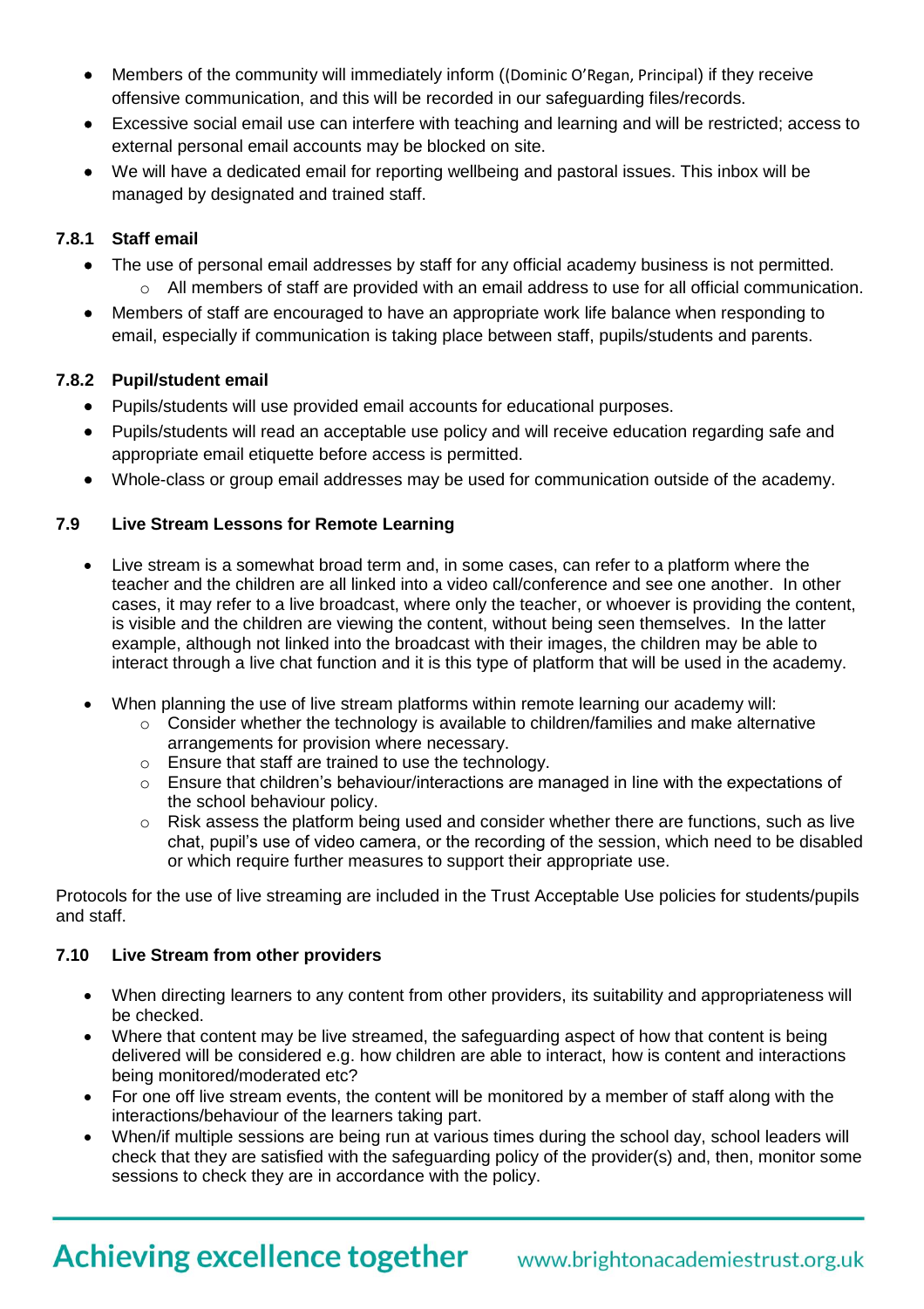- Members of the community will immediately inform ((Dominic O'Regan, Principal) if they receive offensive communication, and this will be recorded in our safeguarding files/records.
- Excessive social email use can interfere with teaching and learning and will be restricted; access to external personal email accounts may be blocked on site.
- We will have a dedicated email for reporting wellbeing and pastoral issues. This inbox will be managed by designated and trained staff.

### 7.8.1 Staff email

- The use of personal email addresses by staff for any official academy business is not permitted.
  - All members of staff are provided with an email address to use for all official communication.
- Members of staff are encouraged to have an appropriate work life balance when responding to email, especially if communication is taking place between staff, pupils/students and parents.

### 7.8.2 Pupil/student email

- Pupils/students will use provided email accounts for educational purposes.
- Pupils/students will read an acceptable use policy and will receive education regarding safe and appropriate email etiquette before access is permitted.
- Whole-class or group email addresses may be used for communication outside of the academy.

### 7.9 Live Stream Lessons for Remote Learning

- Live stream is a somewhat broad term and, in some cases, can refer to a platform where the teacher and the children are all linked into a video call/conference and see one another. In other cases, it may refer to a live broadcast, where only the teacher, or whoever is providing the content, is visible and the children are viewing the content, without being seen themselves. In the latter example, although not linked into the broadcast with their images, the children may be able to interact through a live chat function and it is this type of platform that will be used in the academy.
- When planning the use of live stream platforms within remote learning our academy will:
  - Consider whether the technology is available to children/families and make alternative arrangements for provision where necessary.
  - Ensure that staff are trained to use the technology.
  - Ensure that children's behaviour/interactions are managed in line with the expectations of the school behaviour policy.
  - Risk assess the platform being used and consider whether there are functions, such as live chat, pupil's use of video camera, or the recording of the session, which need to be disabled or which require further measures to support their appropriate use.

Protocols for the use of live streaming are included in the Trust Acceptable Use policies for students/pupils and staff.

### 7.10 Live Stream from other providers

- When directing learners to any content from other providers, its suitability and appropriateness will be checked.
- Where that content may be live streamed, the safeguarding aspect of how that content is being delivered will be considered e.g. how children are able to interact, how is content and interactions being monitored/moderated etc?
- For one off live stream events, the content will be monitored by a member of staff along with the interactions/behaviour of the learners taking part.
- When/if multiple sessions are being run at various times during the school day, school leaders will check that they are satisfied with the safeguarding policy of the provider(s) and, then, monitor some sessions to check they are in accordance with the policy.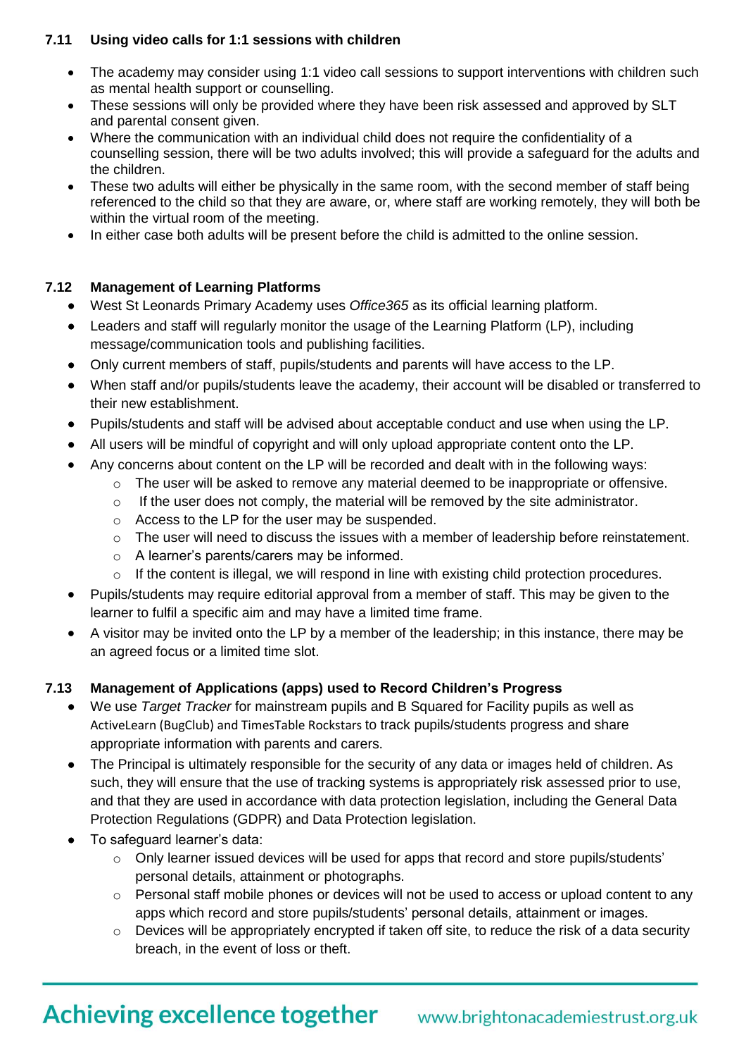### 7.11 Using video calls for 1:1 sessions with children

- The academy may consider using 1:1 video call sessions to support interventions with children such as mental health support or counselling.
- These sessions will only be provided where they have been risk assessed and approved by SLT and parental consent given.
- Where the communication with an individual child does not require the confidentiality of a counselling session, there will be two adults involved; this will provide a safeguard for the adults and the children.
- These two adults will either be physically in the same room, with the second member of staff being referenced to the child so that they are aware, or, where staff are working remotely, they will both be within the virtual room of the meeting.
- In either case both adults will be present before the child is admitted to the online session.

### 7.12 Management of Learning Platforms

- West St Leonards Primary Academy uses *Office365* as its official learning platform.
- Leaders and staff will regularly monitor the usage of the Learning Platform (LP), including message/communication tools and publishing facilities.
- Only current members of staff, pupils/students and parents will have access to the LP.
- When staff and/or pupils/students leave the academy, their account will be disabled or transferred to their new establishment.
- Pupils/students and staff will be advised about acceptable conduct and use when using the LP.
- All users will be mindful of copyright and will only upload appropriate content onto the LP.
- Any concerns about content on the LP will be recorded and dealt with in the following ways:
  - The user will be asked to remove any material deemed to be inappropriate or offensive.
  - If the user does not comply, the material will be removed by the site administrator.
  - Access to the LP for the user may be suspended.
  - The user will need to discuss the issues with a member of leadership before reinstatement.
  - A learner's parents/carers may be informed.
  - If the content is illegal, we will respond in line with existing child protection procedures.
- Pupils/students may require editorial approval from a member of staff. This may be given to the learner to fulfil a specific aim and may have a limited time frame.
- A visitor may be invited onto the LP by a member of the leadership; in this instance, there may be an agreed focus or a limited time slot.

### 7.13 Management of Applications (apps) used to Record Children's Progress

- We use *Target Tracker* for mainstream pupils and B Squared for Facility pupils as well as ActiveLearn (BugClub) and TimesTable Rockstars to track pupils/students progress and share appropriate information with parents and carers.
- The Principal is ultimately responsible for the security of any data or images held of children. As such, they will ensure that the use of tracking systems is appropriately risk assessed prior to use, and that they are used in accordance with data protection legislation, including the General Data Protection Regulations (GDPR) and Data Protection legislation.
- To safeguard learner's data:
  - Only learner issued devices will be used for apps that record and store pupils/students' personal details, attainment or photographs.
  - Personal staff mobile phones or devices will not be used to access or upload content to any apps which record and store pupils/students' personal details, attainment or images.
  - Devices will be appropriately encrypted if taken off site, to reduce the risk of a data security breach, in the event of loss or theft.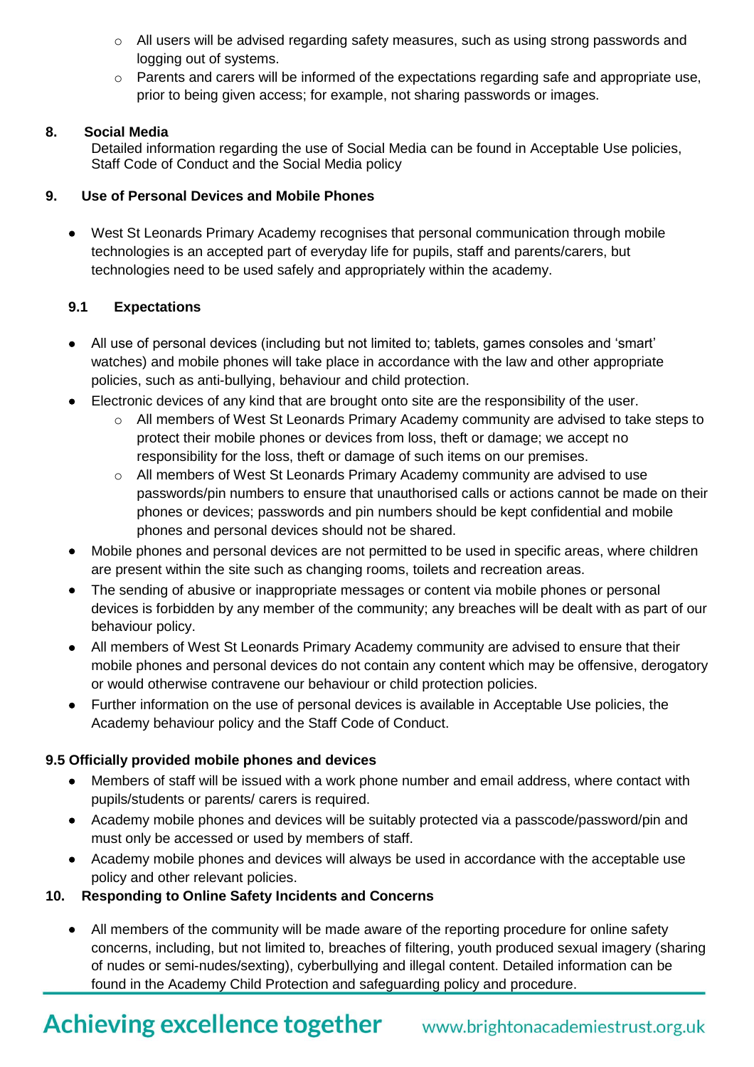- All users will be advised regarding safety measures, such as using strong passwords and logging out of systems.
  - Parents and carers will be informed of the expectations regarding safe and appropriate use, prior to being given access; for example, not sharing passwords or images.

## 8. Social Media

Detailed information regarding the use of Social Media can be found in Acceptable Use policies, Staff Code of Conduct and the Social Media policy

## 9. Use of Personal Devices and Mobile Phones

- West St Leonards Primary Academy recognises that personal communication through mobile technologies is an accepted part of everyday life for pupils, staff and parents/carers, but technologies need to be used safely and appropriately within the academy.

### 9.1 Expectations

- All use of personal devices (including but not limited to; tablets, games consoles and 'smart' watches) and mobile phones will take place in accordance with the law and other appropriate policies, such as anti-bullying, behaviour and child protection.
- Electronic devices of any kind that are brought onto site are the responsibility of the user.
  - All members of West St Leonards Primary Academy community are advised to take steps to protect their mobile phones or devices from loss, theft or damage; we accept no responsibility for the loss, theft or damage of such items on our premises.
  - All members of West St Leonards Primary Academy community are advised to use passwords/pin numbers to ensure that unauthorised calls or actions cannot be made on their phones or devices; passwords and pin numbers should be kept confidential and mobile phones and personal devices should not be shared.
- Mobile phones and personal devices are not permitted to be used in specific areas, where children are present within the site such as changing rooms, toilets and recreation areas.
- The sending of abusive or inappropriate messages or content via mobile phones or personal devices is forbidden by any member of the community; any breaches will be dealt with as part of our behaviour policy.
- All members of West St Leonards Primary Academy community are advised to ensure that their mobile phones and personal devices do not contain any content which may be offensive, derogatory or would otherwise contravene our behaviour or child protection policies.
- Further information on the use of personal devices is available in Acceptable Use policies, the Academy behaviour policy and the Staff Code of Conduct.

### 9.5 Officially provided mobile phones and devices

- Members of staff will be issued with a work phone number and email address, where contact with pupils/students or parents/ carers is required.
- Academy mobile phones and devices will be suitably protected via a passcode/password/pin and must only be accessed or used by members of staff.
- Academy mobile phones and devices will always be used in accordance with the acceptable use policy and other relevant policies.

## 10. Responding to Online Safety Incidents and Concerns

- All members of the community will be made aware of the reporting procedure for online safety concerns, including, but not limited to, breaches of filtering, youth produced sexual imagery (sharing of nudes or semi-nudes/sexting), cyberbullying and illegal content. Detailed information can be found in the Academy Child Protection and safeguarding policy and procedure.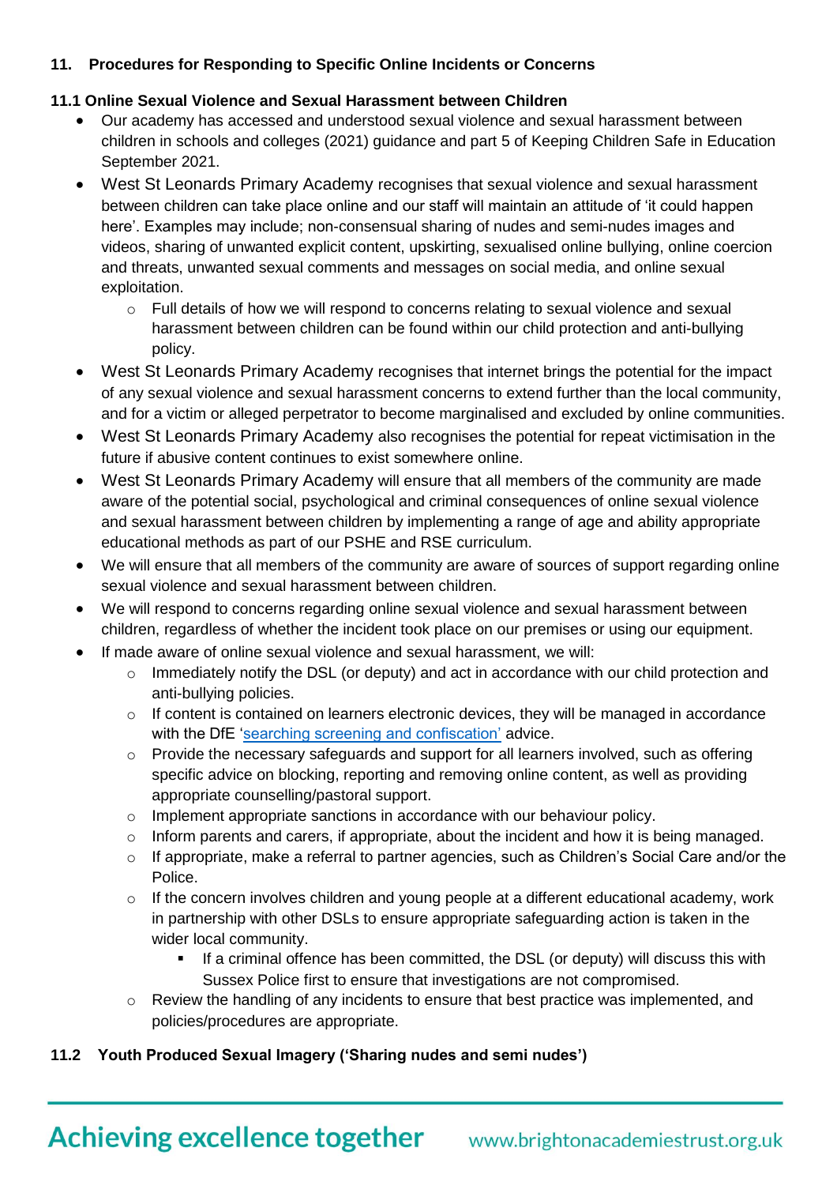## 11. Procedures for Responding to Specific Online Incidents or Concerns

### 11.1 Online Sexual Violence and Sexual Harassment between Children

- Our academy has accessed and understood sexual violence and sexual harassment between children in schools and colleges (2021) guidance and part 5 of Keeping Children Safe in Education September 2021.
- West St Leonards Primary Academy recognises that sexual violence and sexual harassment between children can take place online and our staff will maintain an attitude of 'it could happen here'. Examples may include; non-consensual sharing of nudes and semi-nudes images and videos, sharing of unwanted explicit content, upskirting, sexualised online bullying, online coercion and threats, unwanted sexual comments and messages on social media, and online sexual exploitation.
    - Full details of how we will respond to concerns relating to sexual violence and sexual harassment between children can be found within our child protection and anti-bullying policy.
- West St Leonards Primary Academy recognises that internet brings the potential for the impact of any sexual violence and sexual harassment concerns to extend further than the local community, and for a victim or alleged perpetrator to become marginalised and excluded by online communities.
- West St Leonards Primary Academy also recognises the potential for repeat victimisation in the future if abusive content continues to exist somewhere online.
- West St Leonards Primary Academy will ensure that all members of the community are made aware of the potential social, psychological and criminal consequences of online sexual violence and sexual harassment between children by implementing a range of age and ability appropriate educational methods as part of our PSHE and RSE curriculum.
- We will ensure that all members of the community are aware of sources of support regarding online sexual violence and sexual harassment between children.
- We will respond to concerns regarding online sexual violence and sexual harassment between children, regardless of whether the incident took place on our premises or using our equipment.
- If made aware of online sexual violence and sexual harassment, we will:
    - Immediately notify the DSL (or deputy) and act in accordance with our child protection and anti-bullying policies.
    - If content is contained on learners electronic devices, they will be managed in accordance with the DfE 'searching screening and confiscation' advice.
    - Provide the necessary safeguards and support for all learners involved, such as offering specific advice on blocking, reporting and removing online content, as well as providing appropriate counselling/pastoral support.
    - Implement appropriate sanctions in accordance with our behaviour policy.
    - Inform parents and carers, if appropriate, about the incident and how it is being managed.
    - If appropriate, make a referral to partner agencies, such as Children's Social Care and/or the Police.
    - If the concern involves children and young people at a different educational academy, work in partnership with other DSLs to ensure appropriate safeguarding action is taken in the wider local community.
        - If a criminal offence has been committed, the DSL (or deputy) will discuss this with Sussex Police first to ensure that investigations are not compromised.
    - Review the handling of any incidents to ensure that best practice was implemented, and policies/procedures are appropriate.

### 11.2 Youth Produced Sexual Imagery ('Sharing nudes and semi nudes')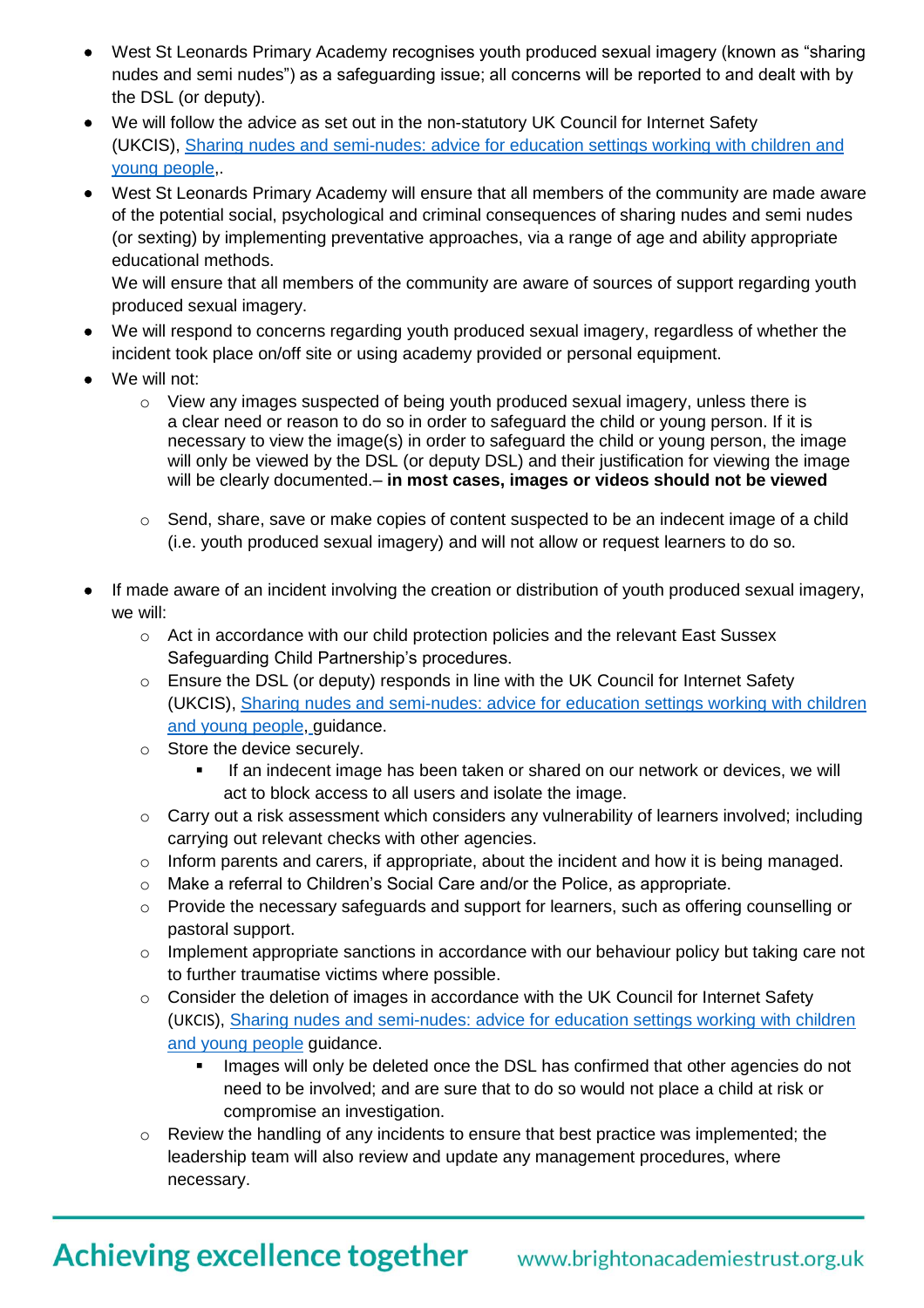- West St Leonards Primary Academy recognises youth produced sexual imagery (known as "sharing nudes and semi nudes") as a safeguarding issue; all concerns will be reported to and dealt with by the DSL (or deputy).
- We will follow the advice as set out in the non-statutory UK Council for Internet Safety (UKCIS), [Sharing nudes and semi-nudes: advice for education settings working with children and young people](),.
- West St Leonards Primary Academy will ensure that all members of the community are made aware of the potential social, psychological and criminal consequences of sharing nudes and semi nudes (or sexting) by implementing preventative approaches, via a range of age and ability appropriate educational methods.
  We will ensure that all members of the community are aware of sources of support regarding youth produced sexual imagery.
- We will respond to concerns regarding youth produced sexual imagery, regardless of whether the incident took place on/off site or using academy provided or personal equipment.
- We will not:
  - View any images suspected of being youth produced sexual imagery, unless there is a clear need or reason to do so in order to safeguard the child or young person. If it is necessary to view the image(s) in order to safeguard the child or young person, the image will only be viewed by the DSL (or deputy DSL) and their justification for viewing the image will be clearly documented.– **in most cases, images or videos should not be viewed**
  - Send, share, save or make copies of content suspected to be an indecent image of a child (i.e. youth produced sexual imagery) and will not allow or request learners to do so.
- If made aware of an incident involving the creation or distribution of youth produced sexual imagery, we will:
  - Act in accordance with our child protection policies and the relevant East Sussex Safeguarding Child Partnership's procedures.
  - Ensure the DSL (or deputy) responds in line with the UK Council for Internet Safety (UKCIS), [Sharing nudes and semi-nudes: advice for education settings working with children and young people](), guidance.
  - Store the device securely.
    - If an indecent image has been taken or shared on our network or devices, we will act to block access to all users and isolate the image.
  - Carry out a risk assessment which considers any vulnerability of learners involved; including carrying out relevant checks with other agencies.
  - Inform parents and carers, if appropriate, about the incident and how it is being managed.
  - Make a referral to Children's Social Care and/or the Police, as appropriate.
  - Provide the necessary safeguards and support for learners, such as offering counselling or pastoral support.
  - Implement appropriate sanctions in accordance with our behaviour policy but taking care not to further traumatise victims where possible.
  - Consider the deletion of images in accordance with the UK Council for Internet Safety (UKCIS), [Sharing nudes and semi-nudes: advice for education settings working with children and young people]() guidance.
    - Images will only be deleted once the DSL has confirmed that other agencies do not need to be involved; and are sure that to do so would not place a child at risk or compromise an investigation.
  - Review the handling of any incidents to ensure that best practice was implemented; the leadership team will also review and update any management procedures, where necessary.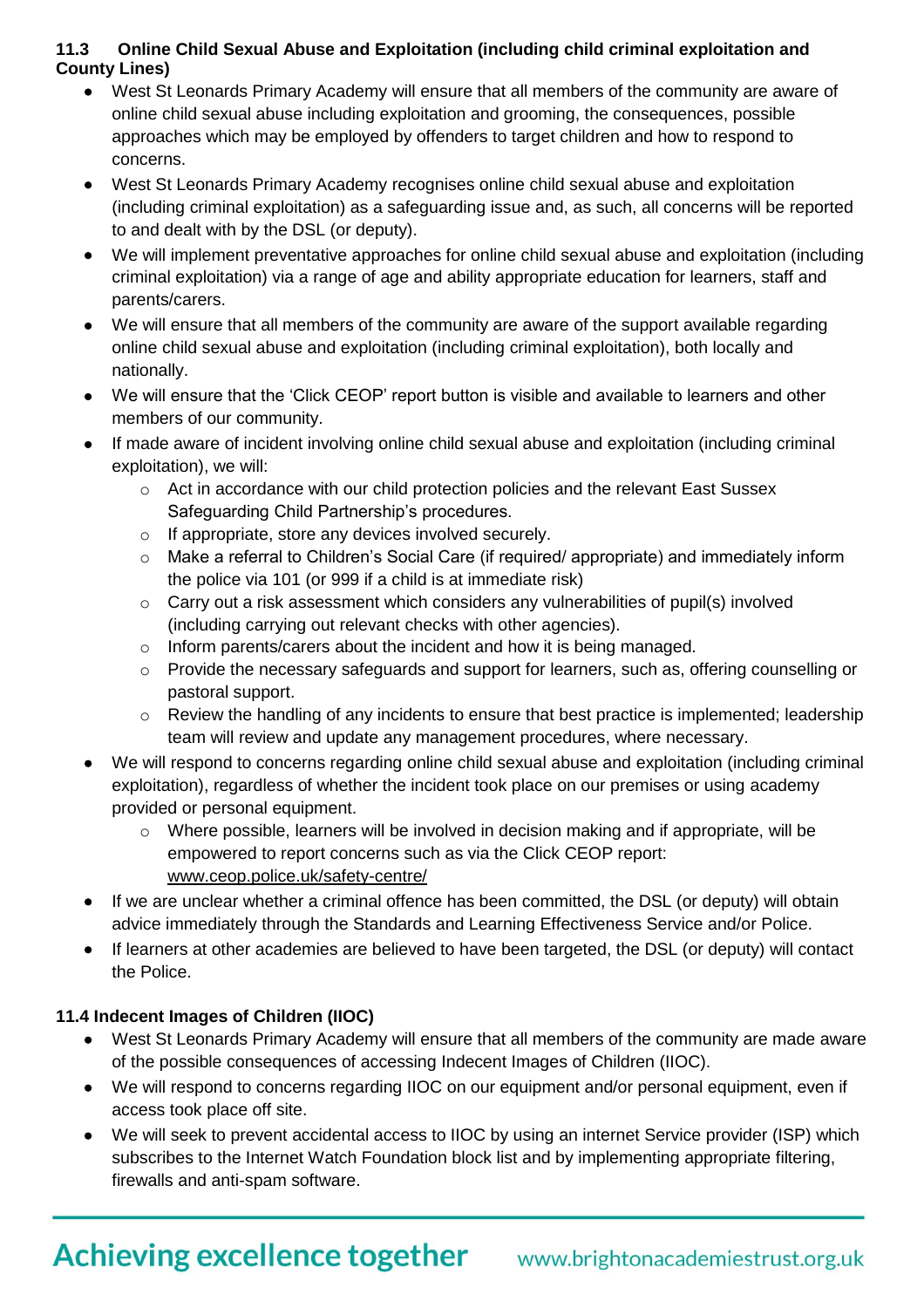### 11.3 Online Child Sexual Abuse and Exploitation (including child criminal exploitation and County Lines)

- West St Leonards Primary Academy will ensure that all members of the community are aware of online child sexual abuse including exploitation and grooming, the consequences, possible approaches which may be employed by offenders to target children and how to respond to concerns.
- West St Leonards Primary Academy recognises online child sexual abuse and exploitation (including criminal exploitation) as a safeguarding issue and, as such, all concerns will be reported to and dealt with by the DSL (or deputy).
- We will implement preventative approaches for online child sexual abuse and exploitation (including criminal exploitation) via a range of age and ability appropriate education for learners, staff and parents/carers.
- We will ensure that all members of the community are aware of the support available regarding online child sexual abuse and exploitation (including criminal exploitation), both locally and nationally.
- We will ensure that the 'Click CEOP' report button is visible and available to learners and other members of our community.
- If made aware of incident involving online child sexual abuse and exploitation (including criminal exploitation), we will:
  - Act in accordance with our child protection policies and the relevant East Sussex Safeguarding Child Partnership's procedures.
  - If appropriate, store any devices involved securely.
  - Make a referral to Children's Social Care (if required/ appropriate) and immediately inform the police via 101 (or 999 if a child is at immediate risk)
  - Carry out a risk assessment which considers any vulnerabilities of pupil(s) involved (including carrying out relevant checks with other agencies).
  - Inform parents/carers about the incident and how it is being managed.
  - Provide the necessary safeguards and support for learners, such as, offering counselling or pastoral support.
  - Review the handling of any incidents to ensure that best practice is implemented; leadership team will review and update any management procedures, where necessary.
- We will respond to concerns regarding online child sexual abuse and exploitation (including criminal exploitation), regardless of whether the incident took place on our premises or using academy provided or personal equipment.
  - Where possible, learners will be involved in decision making and if appropriate, will be empowered to report concerns such as via the Click CEOP report: www.ceop.police.uk/safety-centre/
- If we are unclear whether a criminal offence has been committed, the DSL (or deputy) will obtain advice immediately through the Standards and Learning Effectiveness Service and/or Police.
- If learners at other academies are believed to have been targeted, the DSL (or deputy) will contact the Police.

### 11.4 Indecent Images of Children (IIOC)

- West St Leonards Primary Academy will ensure that all members of the community are made aware of the possible consequences of accessing Indecent Images of Children (IIOC).
- We will respond to concerns regarding IIOC on our equipment and/or personal equipment, even if access took place off site.
- We will seek to prevent accidental access to IIOC by using an internet Service provider (ISP) which subscribes to the Internet Watch Foundation block list and by implementing appropriate filtering, firewalls and anti-spam software.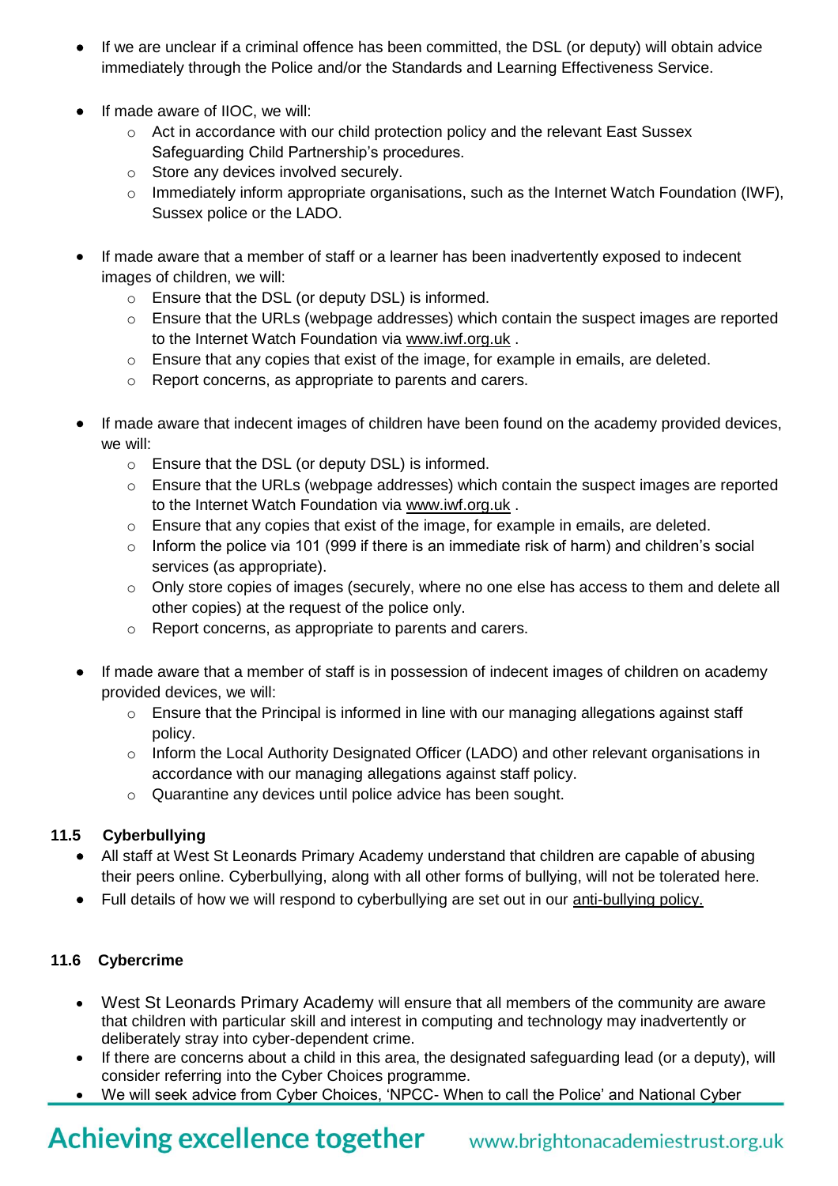- If we are unclear if a criminal offence has been committed, the DSL (or deputy) will obtain advice immediately through the Police and/or the Standards and Learning Effectiveness Service.

- If made aware of IIOC, we will:
    - Act in accordance with our child protection policy and the relevant East Sussex Safeguarding Child Partnership's procedures.
    - Store any devices involved securely.
    - Immediately inform appropriate organisations, such as the Internet Watch Foundation (IWF), Sussex police or the LADO.

- If made aware that a member of staff or a learner has been inadvertently exposed to indecent images of children, we will:
    - Ensure that the DSL (or deputy DSL) is informed.
    - Ensure that the URLs (webpage addresses) which contain the suspect images are reported to the Internet Watch Foundation via www.iwf.org.uk .
    - Ensure that any copies that exist of the image, for example in emails, are deleted.
    - Report concerns, as appropriate to parents and carers.

- If made aware that indecent images of children have been found on the academy provided devices, we will:
    - Ensure that the DSL (or deputy DSL) is informed.
    - Ensure that the URLs (webpage addresses) which contain the suspect images are reported to the Internet Watch Foundation via www.iwf.org.uk .
    - Ensure that any copies that exist of the image, for example in emails, are deleted.
    - Inform the police via 101 (999 if there is an immediate risk of harm) and children's social services (as appropriate).
    - Only store copies of images (securely, where no one else has access to them and delete all other copies) at the request of the police only.
    - Report concerns, as appropriate to parents and carers.

- If made aware that a member of staff is in possession of indecent images of children on academy provided devices, we will:
    - Ensure that the Principal is informed in line with our managing allegations against staff policy.
    - Inform the Local Authority Designated Officer (LADO) and other relevant organisations in accordance with our managing allegations against staff policy.
    - Quarantine any devices until police advice has been sought.

### 11.5 Cyberbullying

- All staff at West St Leonards Primary Academy understand that children are capable of abusing their peers online. Cyberbullying, along with all other forms of bullying, will not be tolerated here.
- Full details of how we will respond to cyberbullying are set out in our anti-bullying policy.

### 11.6 Cybercrime

- West St Leonards Primary Academy will ensure that all members of the community are aware that children with particular skill and interest in computing and technology may inadvertently or deliberately stray into cyber-dependent crime.
- If there are concerns about a child in this area, the designated safeguarding lead (or a deputy), will consider referring into the Cyber Choices programme.
- We will seek advice from Cyber Choices, 'NPCC- When to call the Police' and National Cyber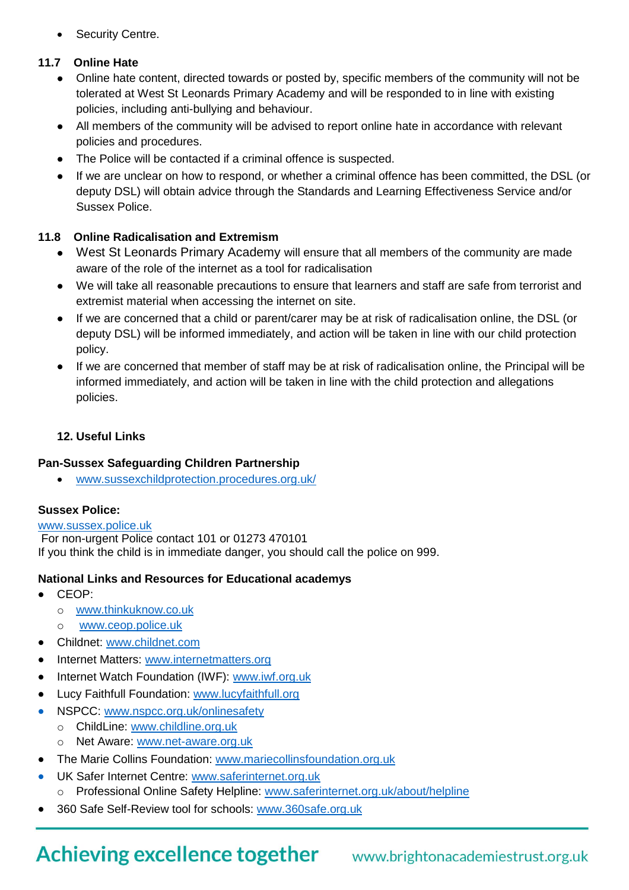- Security Centre.

### 11.7 Online Hate

- Online hate content, directed towards or posted by, specific members of the community will not be tolerated at West St Leonards Primary Academy and will be responded to in line with existing policies, including anti-bullying and behaviour.
- All members of the community will be advised to report online hate in accordance with relevant policies and procedures.
- The Police will be contacted if a criminal offence is suspected.
- If we are unclear on how to respond, or whether a criminal offence has been committed, the DSL (or deputy DSL) will obtain advice through the Standards and Learning Effectiveness Service and/or Sussex Police.

### 11.8 Online Radicalisation and Extremism

- West St Leonards Primary Academy will ensure that all members of the community are made aware of the role of the internet as a tool for radicalisation
- We will take all reasonable precautions to ensure that learners and staff are safe from terrorist and extremist material when accessing the internet on site.
- If we are concerned that a child or parent/carer may be at risk of radicalisation online, the DSL (or deputy DSL) will be informed immediately, and action will be taken in line with our child protection policy.
- If we are concerned that member of staff may be at risk of radicalisation online, the Principal will be informed immediately, and action will be taken in line with the child protection and allegations policies.

## 12. Useful Links

**Pan-Sussex Safeguarding Children Partnership**

- www.sussexchildprotection.procedures.org.uk/

**Sussex Police:**

www.sussex.police.uk
For non-urgent Police contact 101 or 01273 470101
If you think the child is in immediate danger, you should call the police on 999.

**National Links and Resources for Educational academys**

- CEOP:
  - www.thinkuknow.co.uk
  - www.ceop.police.uk
- Childnet: www.childnet.com
- Internet Matters: www.internetmatters.org
- Internet Watch Foundation (IWF): www.iwf.org.uk
- Lucy Faithfull Foundation: www.lucyfaithfull.org
- NSPCC: www.nspcc.org.uk/onlinesafety
  - ChildLine: www.childline.org.uk
  - Net Aware: www.net-aware.org.uk
- The Marie Collins Foundation: www.mariecollinsfoundation.org.uk
- UK Safer Internet Centre: www.saferinternet.org.uk
  - Professional Online Safety Helpline: www.saferinternet.org.uk/about/helpline
- 360 Safe Self-Review tool for schools: www.360safe.org.uk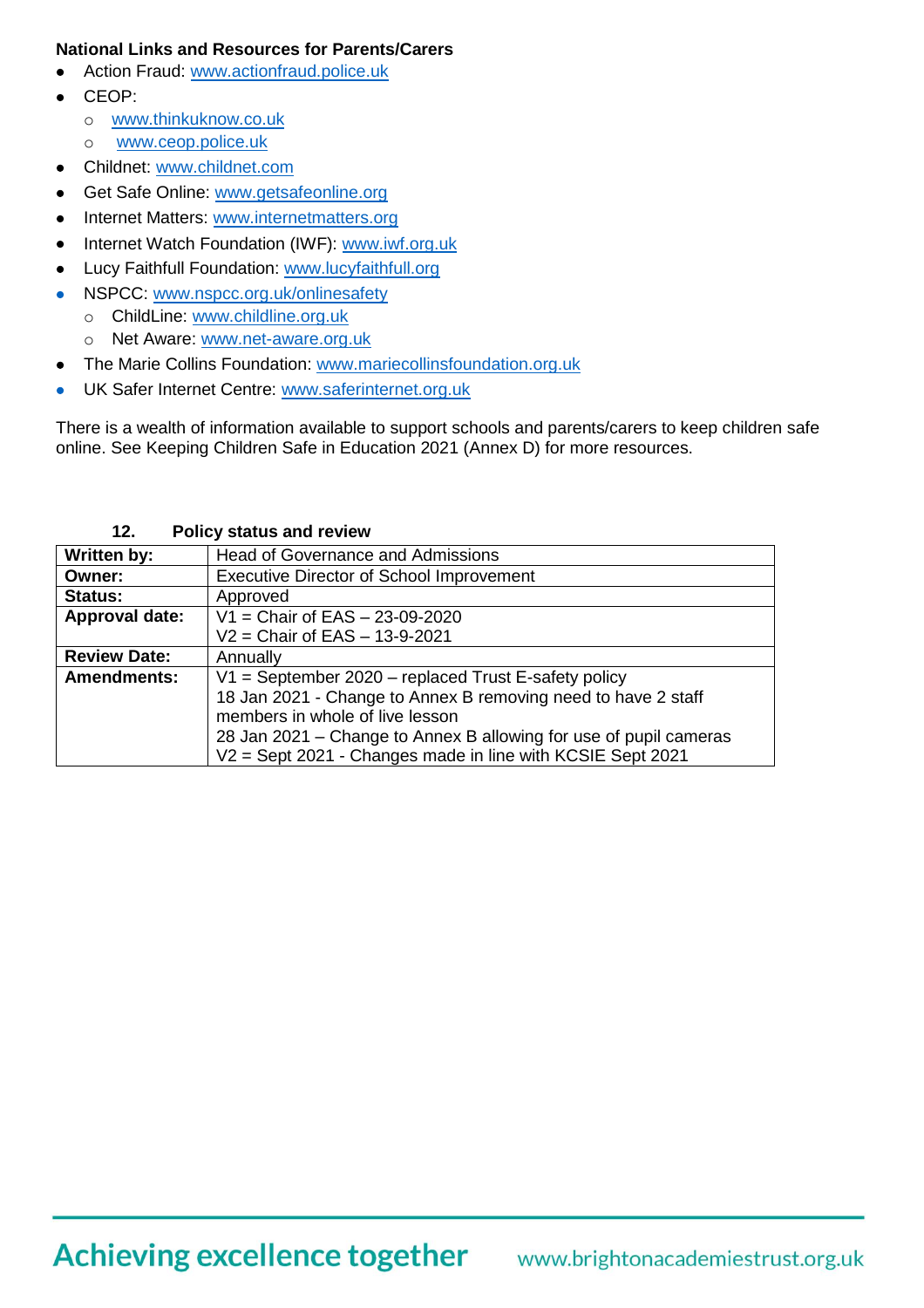**National Links and Resources for Parents/Carers**

- Action Fraud: www.actionfraud.police.uk
- CEOP:
  - www.thinkuknow.co.uk
  - www.ceop.police.uk
- Childnet: www.childnet.com
- Get Safe Online: www.getsafeonline.org
- Internet Matters: www.internetmatters.org
- Internet Watch Foundation (IWF): www.iwf.org.uk
- Lucy Faithfull Foundation: www.lucyfaithfull.org
- NSPCC: www.nspcc.org.uk/onlinesafety
  - ChildLine: www.childline.org.uk
  - Net Aware: www.net-aware.org.uk
- The Marie Collins Foundation: www.mariecollinsfoundation.org.uk
- UK Safer Internet Centre: www.saferinternet.org.uk

There is a wealth of information available to support schools and parents/carers to keep children safe online. See Keeping Children Safe in Education 2021 (Annex D) for more resources.

## 12. Policy status and review

| | |
|---|---|
| **Written by:** | Head of Governance and Admissions |
| **Owner:** | Executive Director of School Improvement |
| **Status:** | Approved |
| **Approval date:** | V1 = Chair of EAS – 23-09-2020<br>V2 = Chair of EAS – 13-9-2021 |
| **Review Date:** | Annually |
| **Amendments:** | V1 = September 2020 – replaced Trust E-safety policy<br>18 Jan 2021 - Change to Annex B removing need to have 2 staff members in whole of live lesson<br>28 Jan 2021 – Change to Annex B allowing for use of pupil cameras<br>V2 = Sept 2021 - Changes made in line with KCSIE Sept 2021 |